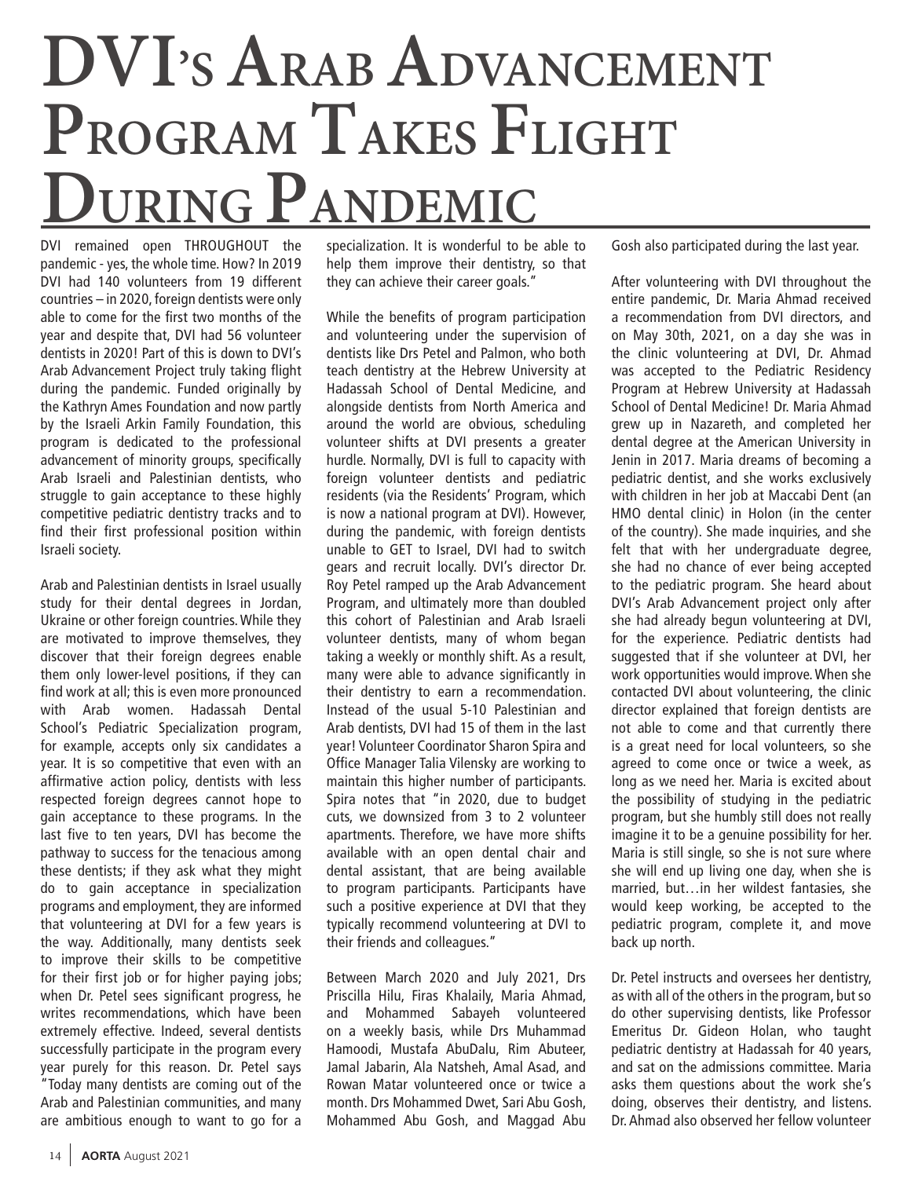# DVI's Arab Advancement Program Takes Flight During Pandemic

DVI remained open THROUGHOUT the pandemic - yes, the whole time. How? In 2019 DVI had 140 volunteers from 19 different countries – in 2020, foreign dentists were only able to come for the first two months of the year and despite that, DVI had 56 volunteer dentists in 2020! Part of this is down to DVI's Arab Advancement Project truly taking flight during the pandemic. Funded originally by the Kathryn Ames Foundation and now partly by the Israeli Arkin Family Foundation, this program is dedicated to the professional advancement of minority groups, specifically Arab Israeli and Palestinian dentists, who struggle to gain acceptance to these highly competitive pediatric dentistry tracks and to find their first professional position within Israeli society.

Arab and Palestinian dentists in Israel usually study for their dental degrees in Jordan, Ukraine or other foreign countries. While they are motivated to improve themselves, they discover that their foreign degrees enable them only lower-level positions, if they can find work at all; this is even more pronounced with Arab women. Hadassah Dental School's Pediatric Specialization program, for example, accepts only six candidates a year. It is so competitive that even with an affirmative action policy, dentists with less respected foreign degrees cannot hope to gain acceptance to these programs. In the last five to ten years, DVI has become the pathway to success for the tenacious among these dentists; if they ask what they might do to gain acceptance in specialization programs and employment, they are informed that volunteering at DVI for a few years is the way. Additionally, many dentists seek to improve their skills to be competitive for their first job or for higher paying jobs; when Dr. Petel sees significant progress, he writes recommendations, which have been extremely effective. Indeed, several dentists successfully participate in the program every year purely for this reason. Dr. Petel says "Today many dentists are coming out of the Arab and Palestinian communities, and many are ambitious enough to want to go for a specialization. It is wonderful to be able to help them improve their dentistry, so that they can achieve their career goals."

While the benefits of program participation and volunteering under the supervision of dentists like Drs Petel and Palmon, who both teach dentistry at the Hebrew University at Hadassah School of Dental Medicine, and alongside dentists from North America and around the world are obvious, scheduling volunteer shifts at DVI presents a greater hurdle. Normally, DVI is full to capacity with foreign volunteer dentists and pediatric residents (via the Residents' Program, which is now a national program at DVI). However, during the pandemic, with foreign dentists unable to GET to Israel, DVI had to switch gears and recruit locally. DVI's director Dr. Roy Petel ramped up the Arab Advancement Program, and ultimately more than doubled this cohort of Palestinian and Arab Israeli volunteer dentists, many of whom began taking a weekly or monthly shift. As a result, many were able to advance significantly in their dentistry to earn a recommendation. Instead of the usual 5-10 Palestinian and Arab dentists, DVI had 15 of them in the last year! Volunteer Coordinator Sharon Spira and Office Manager Talia Vilensky are working to maintain this higher number of participants. Spira notes that "in 2020, due to budget cuts, we downsized from 3 to 2 volunteer apartments. Therefore, we have more shifts available with an open dental chair and dental assistant, that are being available to program participants. Participants have such a positive experience at DVI that they typically recommend volunteering at DVI to their friends and colleagues."

Between March 2020 and July 2021, Drs Priscilla Hilu, Firas Khalaily, Maria Ahmad, and Mohammed Sabayeh volunteered on a weekly basis, while Drs Muhammad Hamoodi, Mustafa AbuDalu, Rim Abuteer, Jamal Jabarin, Ala Natsheh, Amal Asad, and Rowan Matar volunteered once or twice a month. Drs Mohammed Dwet, Sari Abu Gosh, Mohammed Abu Gosh, and Maggad Abu Gosh also participated during the last year.

After volunteering with DVI throughout the entire pandemic, Dr. Maria Ahmad received a recommendation from DVI directors, and on May 30th, 2021, on a day she was in the clinic volunteering at DVI, Dr. Ahmad was accepted to the Pediatric Residency Program at Hebrew University at Hadassah School of Dental Medicine! Dr. Maria Ahmad grew up in Nazareth, and completed her dental degree at the American University in Jenin in 2017. Maria dreams of becoming a pediatric dentist, and she works exclusively with children in her job at Maccabi Dent (an HMO dental clinic) in Holon (in the center of the country). She made inquiries, and she felt that with her undergraduate degree, she had no chance of ever being accepted to the pediatric program. She heard about DVI's Arab Advancement project only after she had already begun volunteering at DVI, for the experience. Pediatric dentists had suggested that if she volunteer at DVI, her work opportunities would improve. When she contacted DVI about volunteering, the clinic director explained that foreign dentists are not able to come and that currently there is a great need for local volunteers, so she agreed to come once or twice a week, as long as we need her. Maria is excited about the possibility of studying in the pediatric program, but she humbly still does not really imagine it to be a genuine possibility for her. Maria is still single, so she is not sure where she will end up living one day, when she is married, but…in her wildest fantasies, she would keep working, be accepted to the pediatric program, complete it, and move back up north.

Dr. Petel instructs and oversees her dentistry, as with all of the others in the program, but so do other supervising dentists, like Professor Emeritus Dr. Gideon Holan, who taught pediatric dentistry at Hadassah for 40 years, and sat on the admissions committee. Maria asks them questions about the work she's doing, observes their dentistry, and listens. Dr. Ahmad also observed her fellow volunteer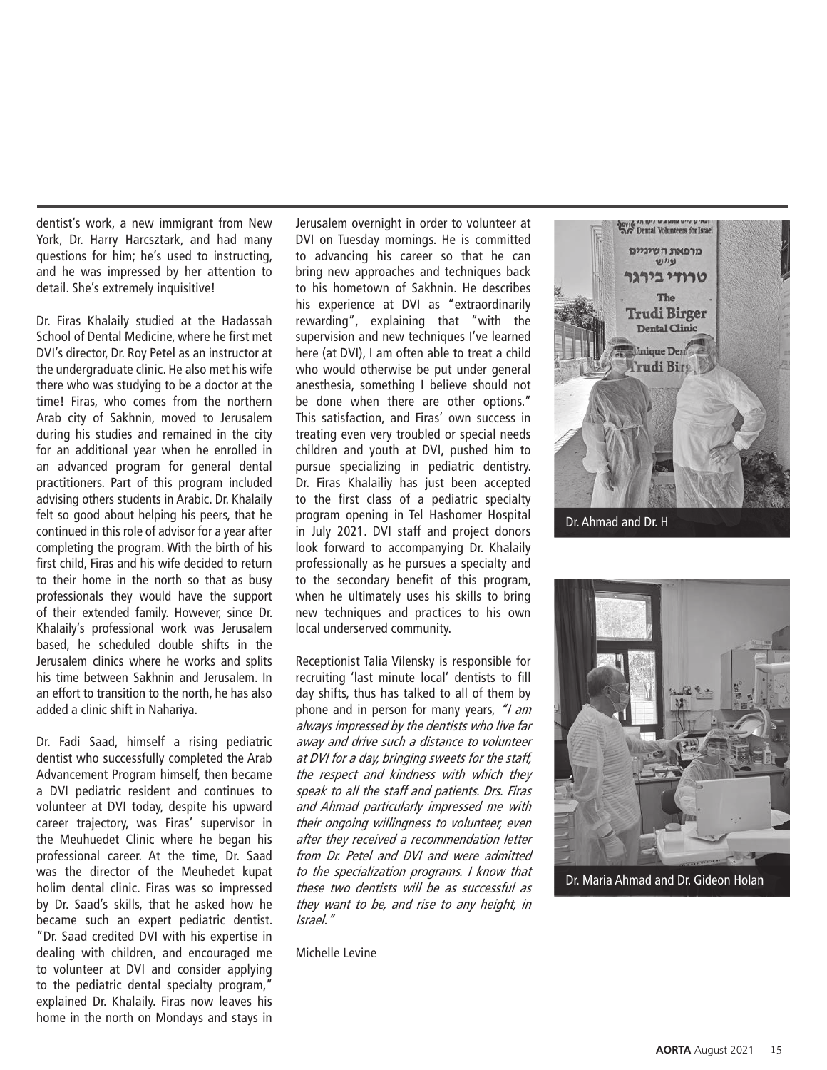dentist's work, a new immigrant from New York, Dr. Harry Harcsztark, and had many questions for him; he's used to instructing, and he was impressed by her attention to detail. She's extremely inquisitive!

Dr. Firas Khalaily studied at the Hadassah School of Dental Medicine, where he first met DVI's director, Dr. Roy Petel as an instructor at the undergraduate clinic. He also met his wife there who was studying to be a doctor at the time! Firas, who comes from the northern Arab city of Sakhnin, moved to Jerusalem during his studies and remained in the city for an additional year when he enrolled in an advanced program for general dental practitioners. Part of this program included advising others students in Arabic. Dr. Khalaily felt so good about helping his peers, that he continued in this role of advisor for a year after completing the program. With the birth of his first child, Firas and his wife decided to return to their home in the north so that as busy professionals they would have the support of their extended family. However, since Dr. Khalaily's professional work was Jerusalem based, he scheduled double shifts in the Jerusalem clinics where he works and splits his time between Sakhnin and Jerusalem. In an effort to transition to the north, he has also added a clinic shift in Nahariya.

Dr. Fadi Saad, himself a rising pediatric dentist who successfully completed the Arab Advancement Program himself, then became a DVI pediatric resident and continues to volunteer at DVI today, despite his upward career trajectory, was Firas' supervisor in the Meuhuedet Clinic where he began his professional career. At the time, Dr. Saad was the director of the Meuhedet kupat holim dental clinic. Firas was so impressed by Dr. Saad's skills, that he asked how he became such an expert pediatric dentist. "Dr. Saad credited DVI with his expertise in dealing with children, and encouraged me to volunteer at DVI and consider applying to the pediatric dental specialty program," explained Dr. Khalaily. Firas now leaves his home in the north on Mondays and stays in Jerusalem overnight in order to volunteer at DVI on Tuesday mornings. He is committed to advancing his career so that he can bring new approaches and techniques back to his hometown of Sakhnin. He describes his experience at DVI as "extraordinarily rewarding", explaining that "with the supervision and new techniques I've learned here (at DVI), I am often able to treat a child who would otherwise be put under general anesthesia, something I believe should not be done when there are other options." This satisfaction, and Firas' own success in treating even very troubled or special needs children and youth at DVI, pushed him to pursue specializing in pediatric dentistry. Dr. Firas Khalailiy has just been accepted to the first class of a pediatric specialty program opening in Tel Hashomer Hospital in July 2021. DVI staff and project donors look forward to accompanying Dr. Khalaily professionally as he pursues a specialty and to the secondary benefit of this program, when he ultimately uses his skills to bring new techniques and practices to his own local underserved community.

Receptionist Talia Vilensky is responsible for recruiting 'last minute local' dentists to fill day shifts, thus has talked to all of them by phone and in person for many years, *"I am always impressed by the dentists who live far away and drive such a distance to volunteer at DVI for a day, bringing sweets for the staff, the respect and kindness with which they speak to all the staff and patients. Drs. Firas and Ahmad particularly impressed me with their ongoing willingness to volunteer, even after they received a recommendation letter from Dr. Petel and DVI and were admitted to the specialization programs. I know that these two dentists will be as successful as they want to be, and rise to any height, in Israel."*

Michelle Levine

Dr. Ahmad and Dr. H

Dr. Maria Ahmad and Dr. Gideon Holan